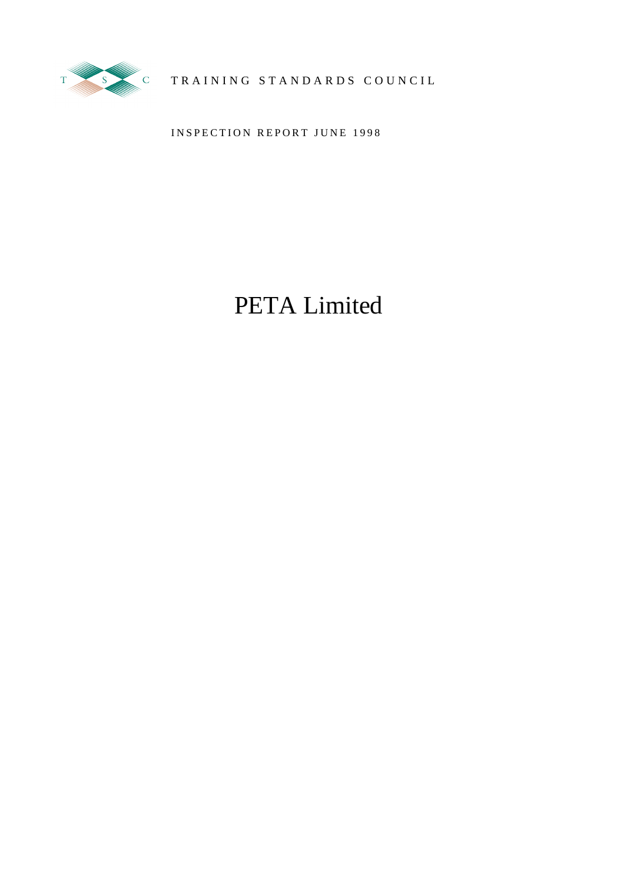T S C

TRAINING STANDARDS COUNCIL

INSPECTION REPORT JUNE 1998

# PETA Limited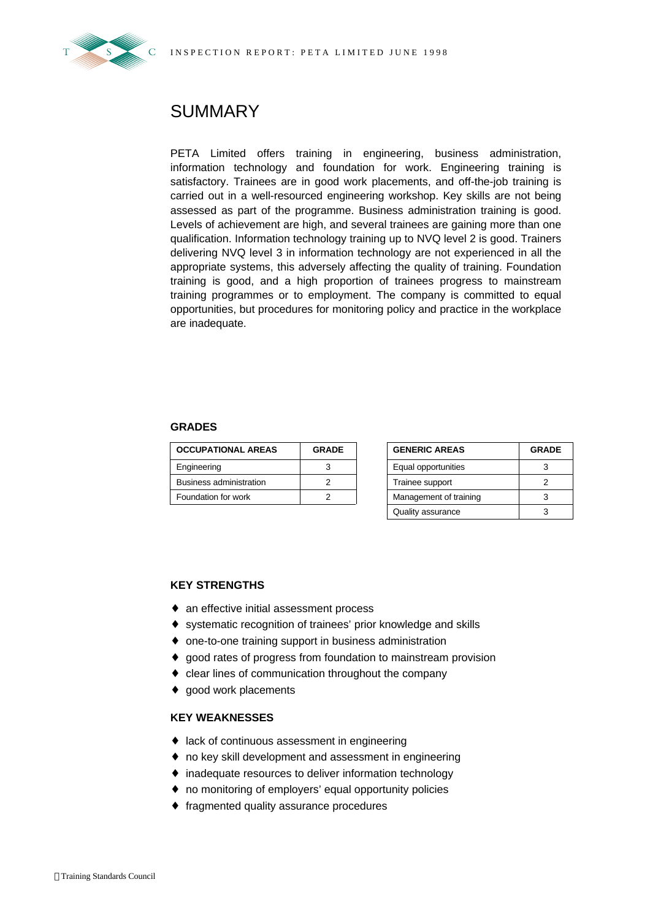# SUMMARY

PETA Limited offers training in engineering, business administration, information technology and foundation for work. Engineering training is satisfactory. Trainees are in good work placements, and off-the-job training is carried out in a well-resourced engineering workshop. Key skills are not being assessed as part of the programme. Business administration training is good. Levels of achievement are high, and several trainees are gaining more than one qualification. Information technology training up to NVQ level 2 is good. Trainers delivering NVQ level 3 in information technology are not experienced in all the appropriate systems, this adversely affecting the quality of training. Foundation training is good, and a high proportion of trainees progress to mainstream training programmes or to employment. The company is committed to equal opportunities, but procedures for monitoring policy and practice in the workplace are inadequate.

### GRADES

| OCCUPATIONAL AREAS | GRADE |
|---|---|
| Engineering | 3 |
| Business administration | 2 |
| Foundation for work | 2 |

| GENERIC AREAS | GRADE |
|---|---|
| Equal opportunities | 3 |
| Trainee support | 2 |
| Management of training | 3 |
| Quality assurance | 3 |

### KEY STRENGTHS

- an effective initial assessment process
- systematic recognition of trainees' prior knowledge and skills
- one-to-one training support in business administration
- good rates of progress from foundation to mainstream provision
- clear lines of communication throughout the company
- good work placements

### KEY WEAKNESSES

- lack of continuous assessment in engineering
- no key skill development and assessment in engineering
- inadequate resources to deliver information technology
- no monitoring of employers' equal opportunity policies
- fragmented quality assurance procedures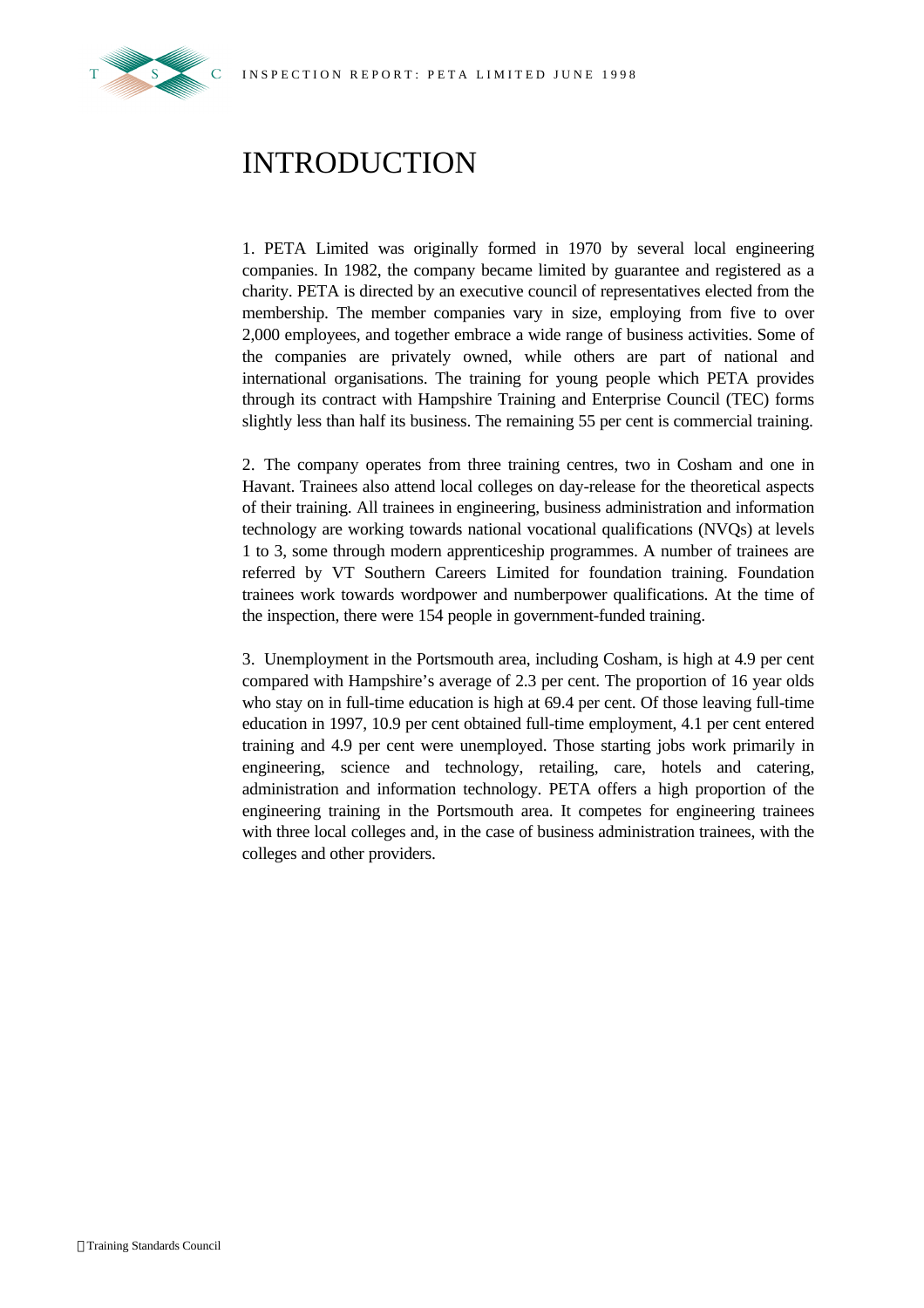# INTRODUCTION

1. PETA Limited was originally formed in 1970 by several local engineering companies. In 1982, the company became limited by guarantee and registered as a charity. PETA is directed by an executive council of representatives elected from the membership. The member companies vary in size, employing from five to over 2,000 employees, and together embrace a wide range of business activities. Some of the companies are privately owned, while others are part of national and international organisations. The training for young people which PETA provides through its contract with Hampshire Training and Enterprise Council (TEC) forms slightly less than half its business. The remaining 55 per cent is commercial training.

2. The company operates from three training centres, two in Cosham and one in Havant. Trainees also attend local colleges on day-release for the theoretical aspects of their training. All trainees in engineering, business administration and information technology are working towards national vocational qualifications (NVQs) at levels 1 to 3, some through modern apprenticeship programmes. A number of trainees are referred by VT Southern Careers Limited for foundation training. Foundation trainees work towards wordpower and numberpower qualifications. At the time of the inspection, there were 154 people in government-funded training.

3. Unemployment in the Portsmouth area, including Cosham, is high at 4.9 per cent compared with Hampshire's average of 2.3 per cent. The proportion of 16 year olds who stay on in full-time education is high at 69.4 per cent. Of those leaving full-time education in 1997, 10.9 per cent obtained full-time employment, 4.1 per cent entered training and 4.9 per cent were unemployed. Those starting jobs work primarily in engineering, science and technology, retailing, care, hotels and catering, administration and information technology. PETA offers a high proportion of the engineering training in the Portsmouth area. It competes for engineering trainees with three local colleges and, in the case of business administration trainees, with the colleges and other providers.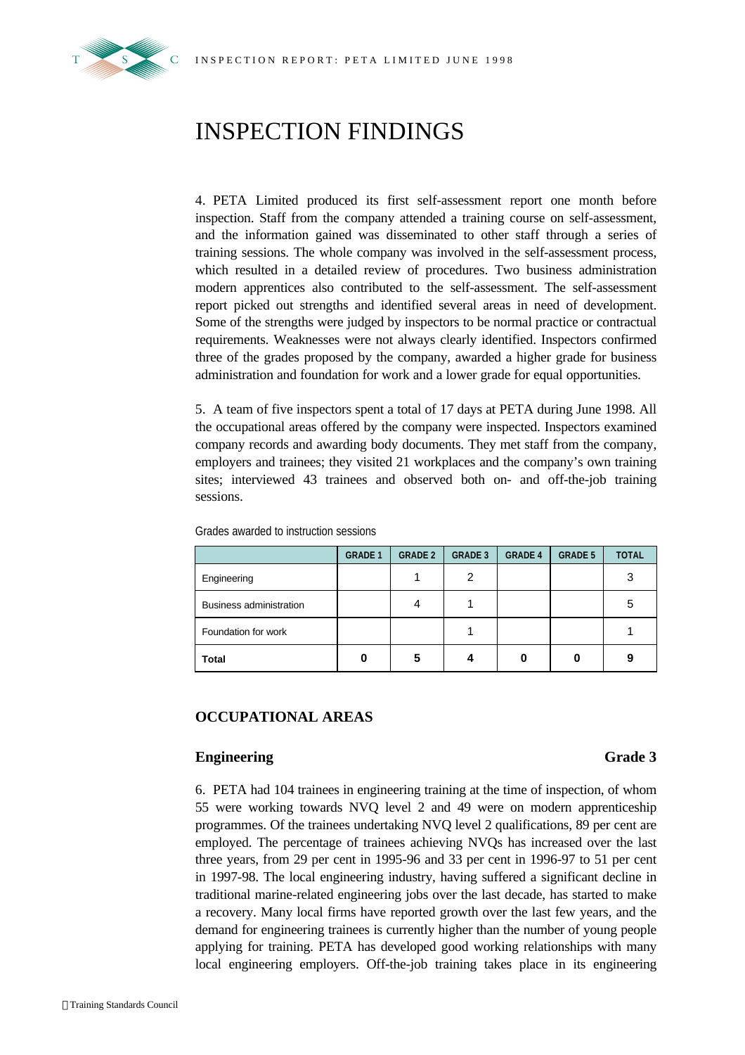# INSPECTION FINDINGS

4. PETA Limited produced its first self-assessment report one month before inspection. Staff from the company attended a training course on self-assessment, and the information gained was disseminated to other staff through a series of training sessions. The whole company was involved in the self-assessment process, which resulted in a detailed review of procedures. Two business administration modern apprentices also contributed to the self-assessment. The self-assessment report picked out strengths and identified several areas in need of development. Some of the strengths were judged by inspectors to be normal practice or contractual requirements. Weaknesses were not always clearly identified. Inspectors confirmed three of the grades proposed by the company, awarded a higher grade for business administration and foundation for work and a lower grade for equal opportunities.

5. A team of five inspectors spent a total of 17 days at PETA during June 1998. All the occupational areas offered by the company were inspected. Inspectors examined company records and awarding body documents. They met staff from the company, employers and trainees; they visited 21 workplaces and the company's own training sites; interviewed 43 trainees and observed both on- and off-the-job training sessions.

Grades awarded to instruction sessions

| | GRADE 1 | GRADE 2 | GRADE 3 | GRADE 4 | GRADE 5 | TOTAL |
|---|---|---|---|---|---|---|
| Engineering | | 1 | 2 | | | 3 |
| Business administration | | 4 | 1 | | | 5 |
| Foundation for work | | | 1 | | | 1 |
| **Total** | **0** | **5** | **4** | **0** | **0** | **9** |

## OCCUPATIONAL AREAS

### Engineering — Grade 3

6. PETA had 104 trainees in engineering training at the time of inspection, of whom 55 were working towards NVQ level 2 and 49 were on modern apprenticeship programmes. Of the trainees undertaking NVQ level 2 qualifications, 89 per cent are employed. The percentage of trainees achieving NVQs has increased over the last three years, from 29 per cent in 1995-96 and 33 per cent in 1996-97 to 51 per cent in 1997-98. The local engineering industry, having suffered a significant decline in traditional marine-related engineering jobs over the last decade, has started to make a recovery. Many local firms have reported growth over the last few years, and the demand for engineering trainees is currently higher than the number of young people applying for training. PETA has developed good working relationships with many local engineering employers. Off-the-job training takes place in its engineering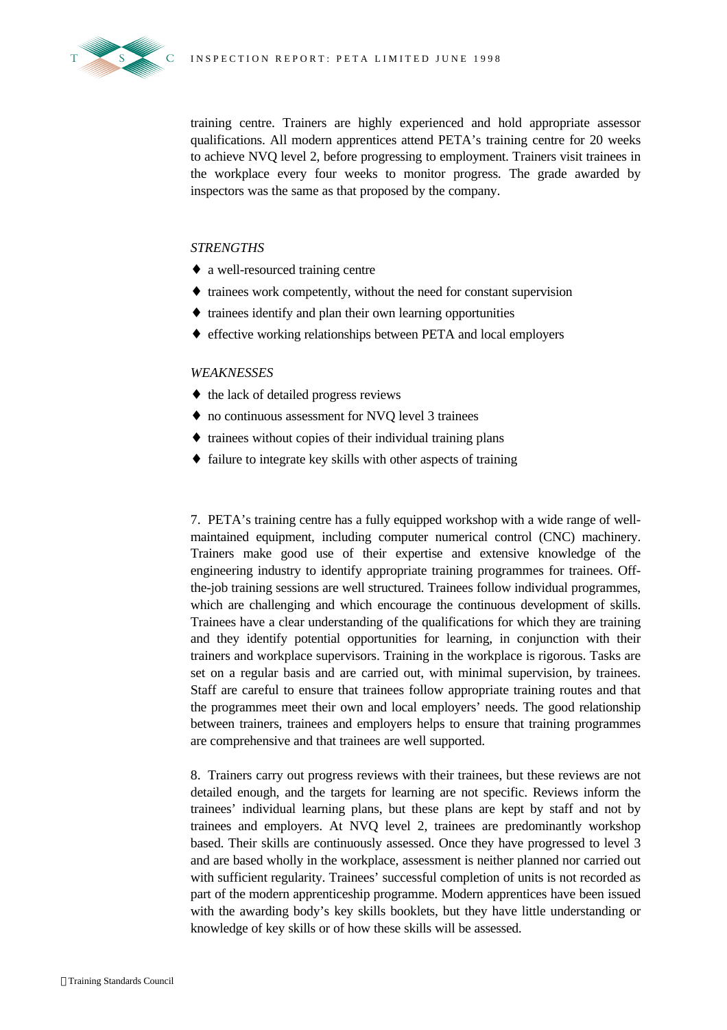training centre. Trainers are highly experienced and hold appropriate assessor qualifications. All modern apprentices attend PETA's training centre for 20 weeks to achieve NVQ level 2, before progressing to employment. Trainers visit trainees in the workplace every four weeks to monitor progress. The grade awarded by inspectors was the same as that proposed by the company.

*STRENGTHS*

- a well-resourced training centre
- trainees work competently, without the need for constant supervision
- trainees identify and plan their own learning opportunities
- effective working relationships between PETA and local employers

*WEAKNESSES*

- the lack of detailed progress reviews
- no continuous assessment for NVQ level 3 trainees
- trainees without copies of their individual training plans
- failure to integrate key skills with other aspects of training

7. PETA's training centre has a fully equipped workshop with a wide range of well-maintained equipment, including computer numerical control (CNC) machinery. Trainers make good use of their expertise and extensive knowledge of the engineering industry to identify appropriate training programmes for trainees. Off-the-job training sessions are well structured. Trainees follow individual programmes, which are challenging and which encourage the continuous development of skills. Trainees have a clear understanding of the qualifications for which they are training and they identify potential opportunities for learning, in conjunction with their trainers and workplace supervisors. Training in the workplace is rigorous. Tasks are set on a regular basis and are carried out, with minimal supervision, by trainees. Staff are careful to ensure that trainees follow appropriate training routes and that the programmes meet their own and local employers' needs. The good relationship between trainers, trainees and employers helps to ensure that training programmes are comprehensive and that trainees are well supported.

8. Trainers carry out progress reviews with their trainees, but these reviews are not detailed enough, and the targets for learning are not specific. Reviews inform the trainees' individual learning plans, but these plans are kept by staff and not by trainees and employers. At NVQ level 2, trainees are predominantly workshop based. Their skills are continuously assessed. Once they have progressed to level 3 and are based wholly in the workplace, assessment is neither planned nor carried out with sufficient regularity. Trainees' successful completion of units is not recorded as part of the modern apprenticeship programme. Modern apprentices have been issued with the awarding body's key skills booklets, but they have little understanding or knowledge of key skills or of how these skills will be assessed.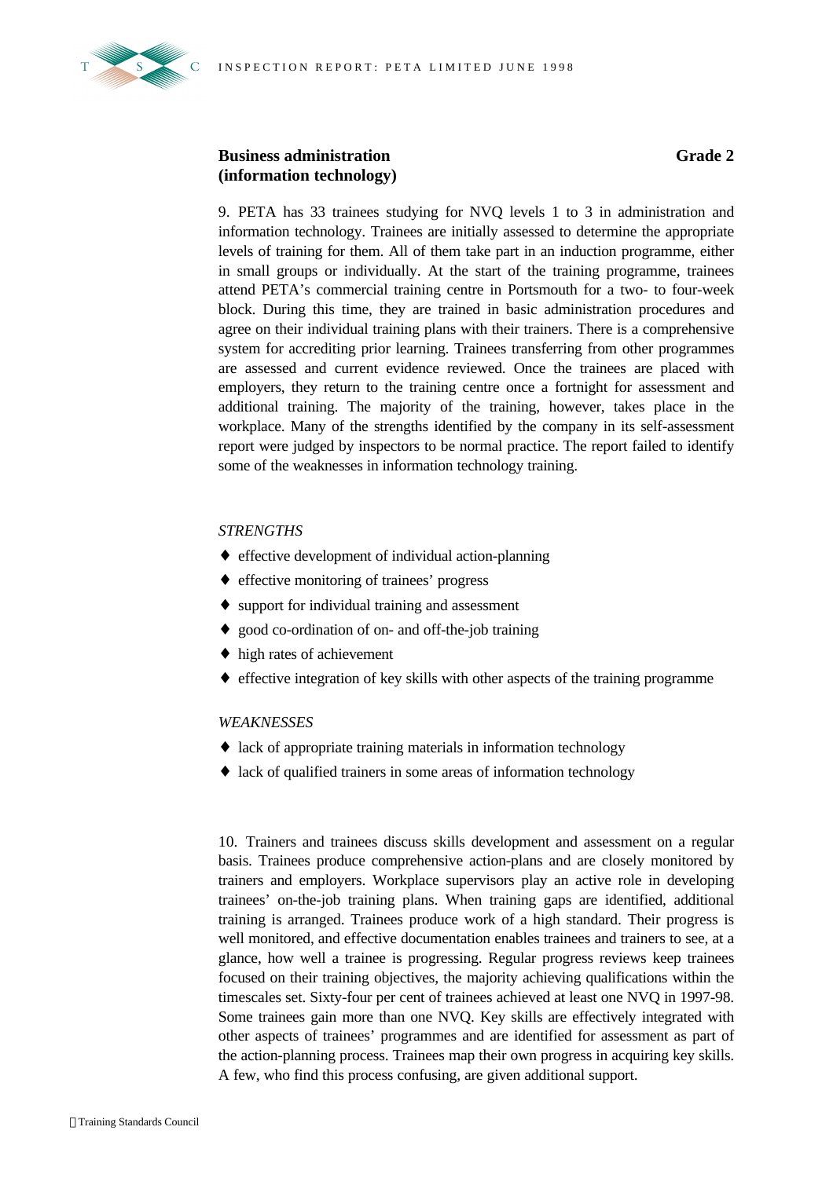### Business administration (information technology) — Grade 2

9. PETA has 33 trainees studying for NVQ levels 1 to 3 in administration and information technology. Trainees are initially assessed to determine the appropriate levels of training for them. All of them take part in an induction programme, either in small groups or individually. At the start of the training programme, trainees attend PETA's commercial training centre in Portsmouth for a two- to four-week block. During this time, they are trained in basic administration procedures and agree on their individual training plans with their trainers. There is a comprehensive system for accrediting prior learning. Trainees transferring from other programmes are assessed and current evidence reviewed. Once the trainees are placed with employers, they return to the training centre once a fortnight for assessment and additional training. The majority of the training, however, takes place in the workplace. Many of the strengths identified by the company in its self-assessment report were judged by inspectors to be normal practice. The report failed to identify some of the weaknesses in information technology training.

*STRENGTHS*

- effective development of individual action-planning
- effective monitoring of trainees' progress
- support for individual training and assessment
- good co-ordination of on- and off-the-job training
- high rates of achievement
- effective integration of key skills with other aspects of the training programme

*WEAKNESSES*

- lack of appropriate training materials in information technology
- lack of qualified trainers in some areas of information technology

10. Trainers and trainees discuss skills development and assessment on a regular basis. Trainees produce comprehensive action-plans and are closely monitored by trainers and employers. Workplace supervisors play an active role in developing trainees' on-the-job training plans. When training gaps are identified, additional training is arranged. Trainees produce work of a high standard. Their progress is well monitored, and effective documentation enables trainees and trainers to see, at a glance, how well a trainee is progressing. Regular progress reviews keep trainees focused on their training objectives, the majority achieving qualifications within the timescales set. Sixty-four per cent of trainees achieved at least one NVQ in 1997-98. Some trainees gain more than one NVQ. Key skills are effectively integrated with other aspects of trainees' programmes and are identified for assessment as part of the action-planning process. Trainees map their own progress in acquiring key skills. A few, who find this process confusing, are given additional support.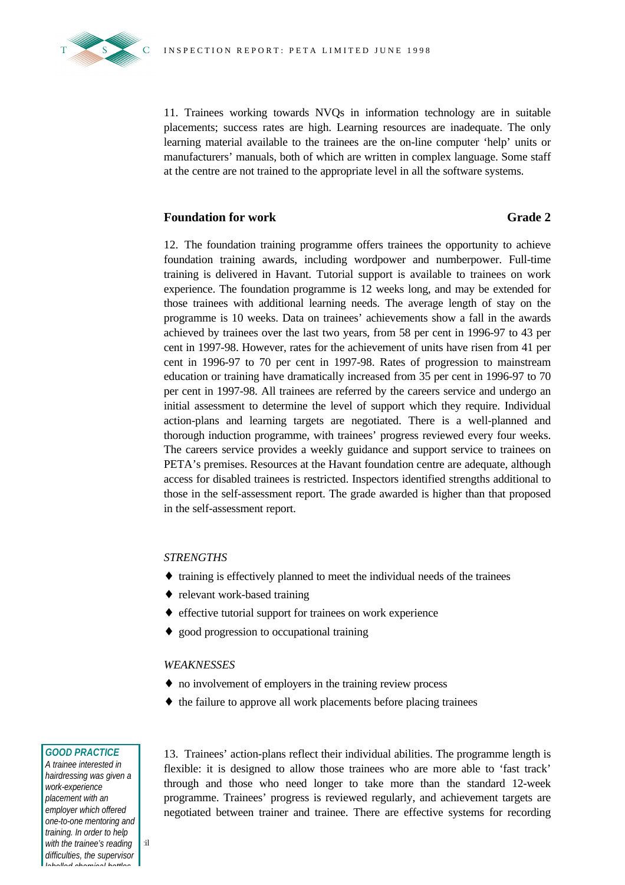11. Trainees working towards NVQs in information technology are in suitable placements; success rates are high. Learning resources are inadequate. The only learning material available to the trainees are the on-line computer 'help' units or manufacturers' manuals, both of which are written in complex language. Some staff at the centre are not trained to the appropriate level in all the software systems.

### Foundation for work — Grade 2

12. The foundation training programme offers trainees the opportunity to achieve foundation training awards, including wordpower and numberpower. Full-time training is delivered in Havant. Tutorial support is available to trainees on work experience. The foundation programme is 12 weeks long, and may be extended for those trainees with additional learning needs. The average length of stay on the programme is 10 weeks. Data on trainees' achievements show a fall in the awards achieved by trainees over the last two years, from 58 per cent in 1996-97 to 43 per cent in 1997-98. However, rates for the achievement of units have risen from 41 per cent in 1996-97 to 70 per cent in 1997-98. Rates of progression to mainstream education or training have dramatically increased from 35 per cent in 1996-97 to 70 per cent in 1997-98. All trainees are referred by the careers service and undergo an initial assessment to determine the level of support which they require. Individual action-plans and learning targets are negotiated. There is a well-planned and thorough induction programme, with trainees' progress reviewed every four weeks. The careers service provides a weekly guidance and support service to trainees on PETA's premises. Resources at the Havant foundation centre are adequate, although access for disabled trainees is restricted. Inspectors identified strengths additional to those in the self-assessment report. The grade awarded is higher than that proposed in the self-assessment report.

*STRENGTHS*

- training is effectively planned to meet the individual needs of the trainees
- relevant work-based training
- effective tutorial support for trainees on work experience
- good progression to occupational training

*WEAKNESSES*

- no involvement of employers in the training review process
- the failure to approve all work placements before placing trainees

> ***GOOD PRACTICE***
> *A trainee interested in hairdressing was given a work-experience placement with an employer which offered one-to-one mentoring and training. In order to help with the trainee's reading difficulties, the supervisor labelled chemical bottles*

13. Trainees' action-plans reflect their individual abilities. The programme length is flexible: it is designed to allow those trainees who are more able to 'fast track' through and those who need longer to take more than the standard 12-week programme. Trainees' progress is reviewed regularly, and achievement targets are negotiated between trainer and trainee. There are effective systems for recording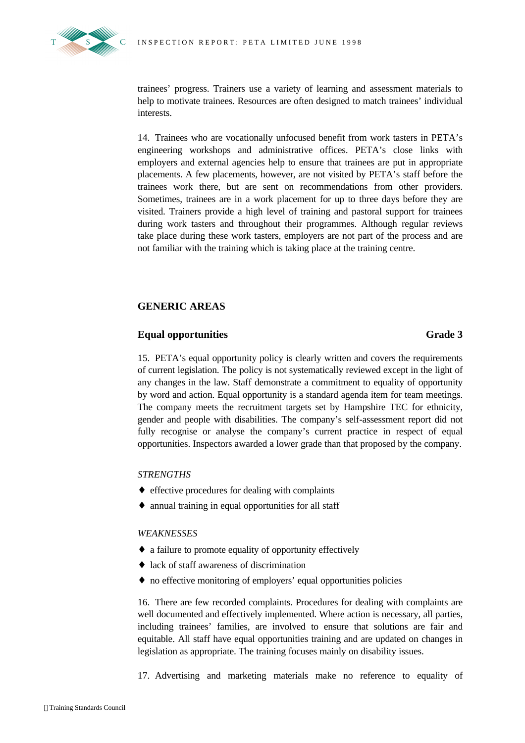trainees' progress. Trainers use a variety of learning and assessment materials to help to motivate trainees. Resources are often designed to match trainees' individual interests.

14. Trainees who are vocationally unfocused benefit from work tasters in PETA's engineering workshops and administrative offices. PETA's close links with employers and external agencies help to ensure that trainees are put in appropriate placements. A few placements, however, are not visited by PETA's staff before the trainees work there, but are sent on recommendations from other providers. Sometimes, trainees are in a work placement for up to three days before they are visited. Trainers provide a high level of training and pastoral support for trainees during work tasters and throughout their programmes. Although regular reviews take place during these work tasters, employers are not part of the process and are not familiar with the training which is taking place at the training centre.

## GENERIC AREAS

### Equal opportunities — Grade 3

15. PETA's equal opportunity policy is clearly written and covers the requirements of current legislation. The policy is not systematically reviewed except in the light of any changes in the law. Staff demonstrate a commitment to equality of opportunity by word and action. Equal opportunity is a standard agenda item for team meetings. The company meets the recruitment targets set by Hampshire TEC for ethnicity, gender and people with disabilities. The company's self-assessment report did not fully recognise or analyse the company's current practice in respect of equal opportunities. Inspectors awarded a lower grade than that proposed by the company.

*STRENGTHS*

- effective procedures for dealing with complaints
- annual training in equal opportunities for all staff

*WEAKNESSES*

- a failure to promote equality of opportunity effectively
- lack of staff awareness of discrimination
- no effective monitoring of employers' equal opportunities policies

16. There are few recorded complaints. Procedures for dealing with complaints are well documented and effectively implemented. Where action is necessary, all parties, including trainees' families, are involved to ensure that solutions are fair and equitable. All staff have equal opportunities training and are updated on changes in legislation as appropriate. The training focuses mainly on disability issues.

17. Advertising and marketing materials make no reference to equality of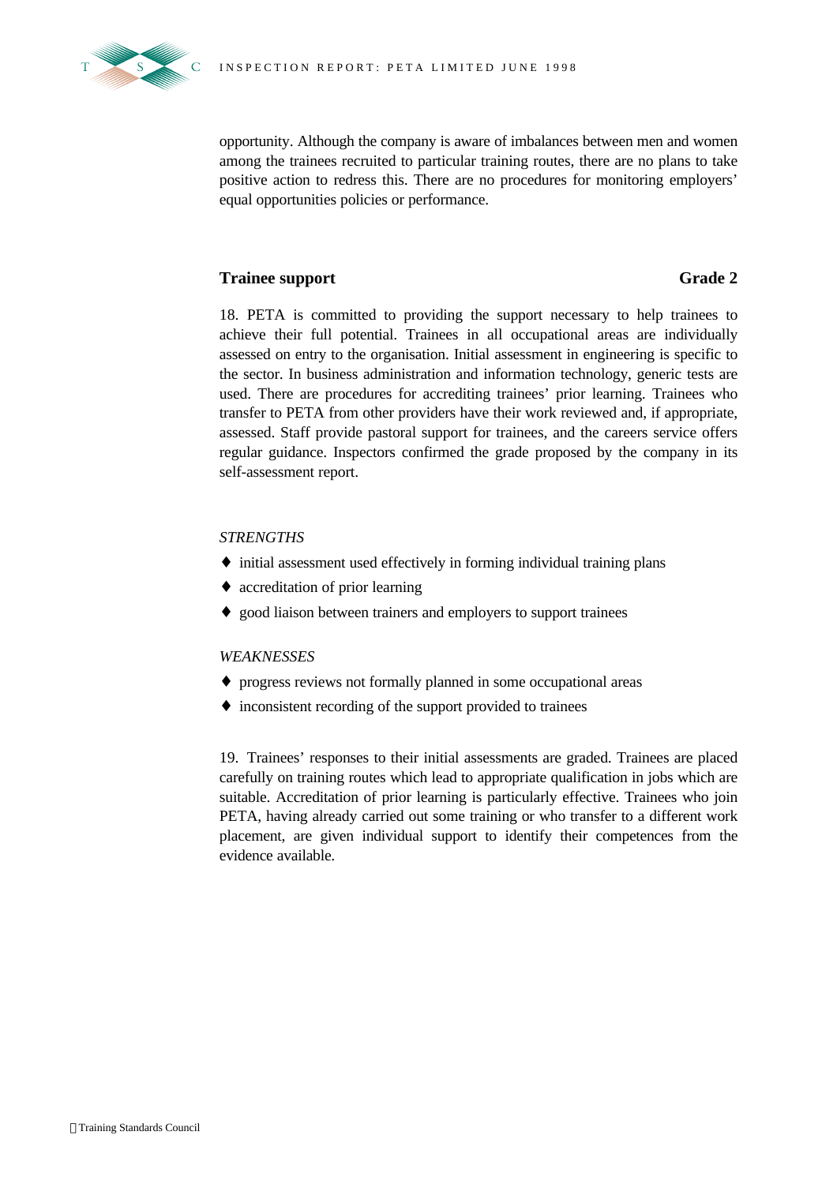opportunity. Although the company is aware of imbalances between men and women among the trainees recruited to particular training routes, there are no plans to take positive action to redress this. There are no procedures for monitoring employers' equal opportunities policies or performance.

## Trainee support — Grade 2

18. PETA is committed to providing the support necessary to help trainees to achieve their full potential. Trainees in all occupational areas are individually assessed on entry to the organisation. Initial assessment in engineering is specific to the sector. In business administration and information technology, generic tests are used. There are procedures for accrediting trainees' prior learning. Trainees who transfer to PETA from other providers have their work reviewed and, if appropriate, assessed. Staff provide pastoral support for trainees, and the careers service offers regular guidance. Inspectors confirmed the grade proposed by the company in its self-assessment report.

*STRENGTHS*

- initial assessment used effectively in forming individual training plans
- accreditation of prior learning
- good liaison between trainers and employers to support trainees

*WEAKNESSES*

- progress reviews not formally planned in some occupational areas
- inconsistent recording of the support provided to trainees

19. Trainees' responses to their initial assessments are graded. Trainees are placed carefully on training routes which lead to appropriate qualification in jobs which are suitable. Accreditation of prior learning is particularly effective. Trainees who join PETA, having already carried out some training or who transfer to a different work placement, are given individual support to identify their competences from the evidence available.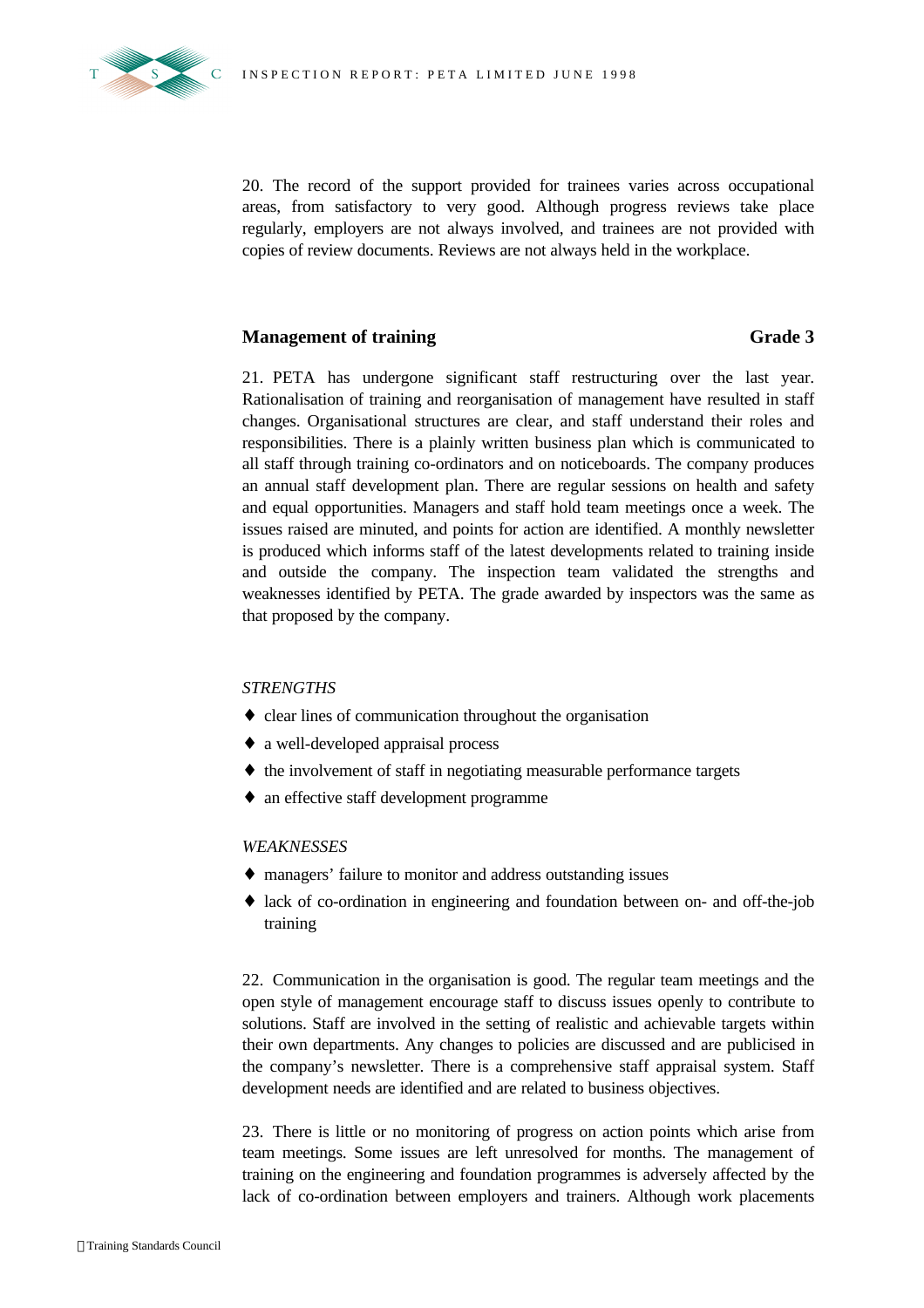20. The record of the support provided for trainees varies across occupational areas, from satisfactory to very good. Although progress reviews take place regularly, employers are not always involved, and trainees are not provided with copies of review documents. Reviews are not always held in the workplace.

### Management of training — Grade 3

21. PETA has undergone significant staff restructuring over the last year. Rationalisation of training and reorganisation of management have resulted in staff changes. Organisational structures are clear, and staff understand their roles and responsibilities. There is a plainly written business plan which is communicated to all staff through training co-ordinators and on noticeboards. The company produces an annual staff development plan. There are regular sessions on health and safety and equal opportunities. Managers and staff hold team meetings once a week. The issues raised are minuted, and points for action are identified. A monthly newsletter is produced which informs staff of the latest developments related to training inside and outside the company. The inspection team validated the strengths and weaknesses identified by PETA. The grade awarded by inspectors was the same as that proposed by the company.

*STRENGTHS*

- clear lines of communication throughout the organisation
- a well-developed appraisal process
- the involvement of staff in negotiating measurable performance targets
- an effective staff development programme

*WEAKNESSES*

- managers' failure to monitor and address outstanding issues
- lack of co-ordination in engineering and foundation between on- and off-the-job training

22. Communication in the organisation is good. The regular team meetings and the open style of management encourage staff to discuss issues openly to contribute to solutions. Staff are involved in the setting of realistic and achievable targets within their own departments. Any changes to policies are discussed and are publicised in the company's newsletter. There is a comprehensive staff appraisal system. Staff development needs are identified and are related to business objectives.

23. There is little or no monitoring of progress on action points which arise from team meetings. Some issues are left unresolved for months. The management of training on the engineering and foundation programmes is adversely affected by the lack of co-ordination between employers and trainers. Although work placements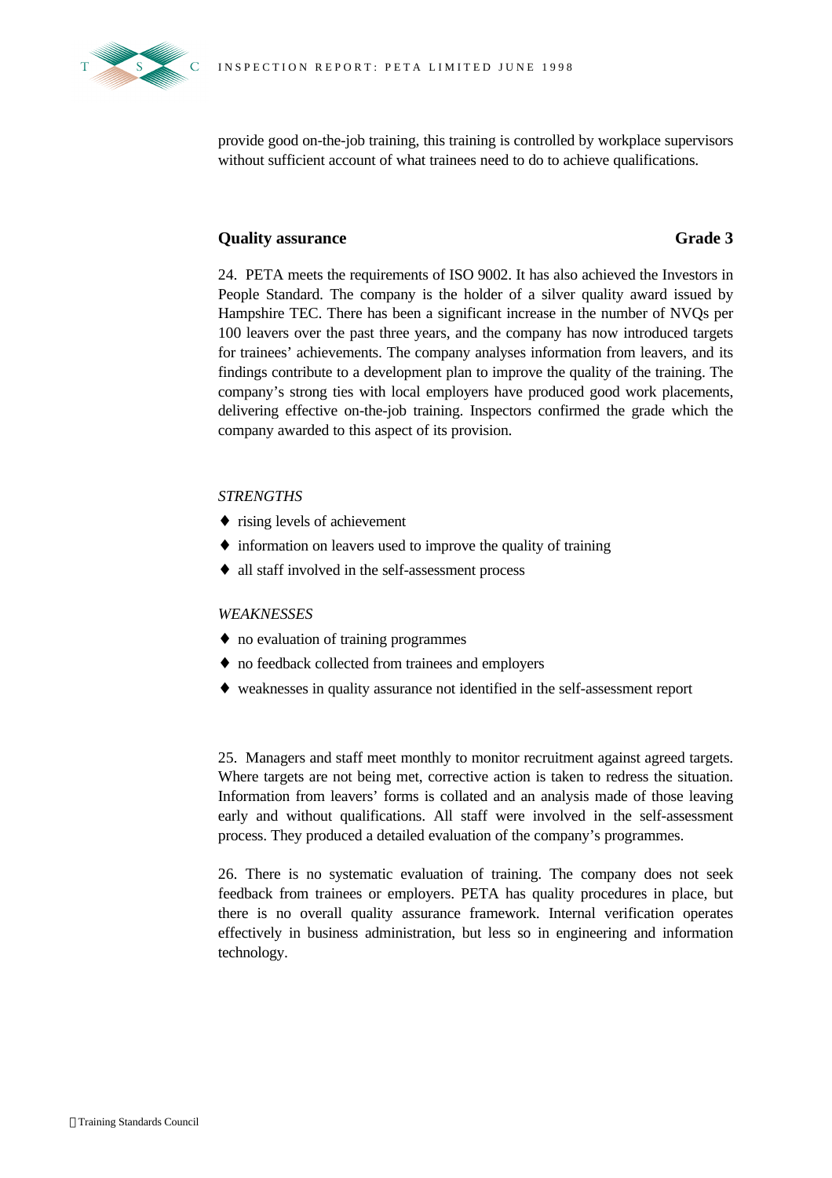provide good on-the-job training, this training is controlled by workplace supervisors without sufficient account of what trainees need to do to achieve qualifications.

## Quality assurance **Grade 3**

24. PETA meets the requirements of ISO 9002. It has also achieved the Investors in People Standard. The company is the holder of a silver quality award issued by Hampshire TEC. There has been a significant increase in the number of NVQs per 100 leavers over the past three years, and the company has now introduced targets for trainees' achievements. The company analyses information from leavers, and its findings contribute to a development plan to improve the quality of the training. The company's strong ties with local employers have produced good work placements, delivering effective on-the-job training. Inspectors confirmed the grade which the company awarded to this aspect of its provision.

*STRENGTHS*

- rising levels of achievement
- information on leavers used to improve the quality of training
- all staff involved in the self-assessment process

*WEAKNESSES*

- no evaluation of training programmes
- no feedback collected from trainees and employers
- weaknesses in quality assurance not identified in the self-assessment report

25. Managers and staff meet monthly to monitor recruitment against agreed targets. Where targets are not being met, corrective action is taken to redress the situation. Information from leavers' forms is collated and an analysis made of those leaving early and without qualifications. All staff were involved in the self-assessment process. They produced a detailed evaluation of the company's programmes.

26. There is no systematic evaluation of training. The company does not seek feedback from trainees or employers. PETA has quality procedures in place, but there is no overall quality assurance framework. Internal verification operates effectively in business administration, but less so in engineering and information technology.